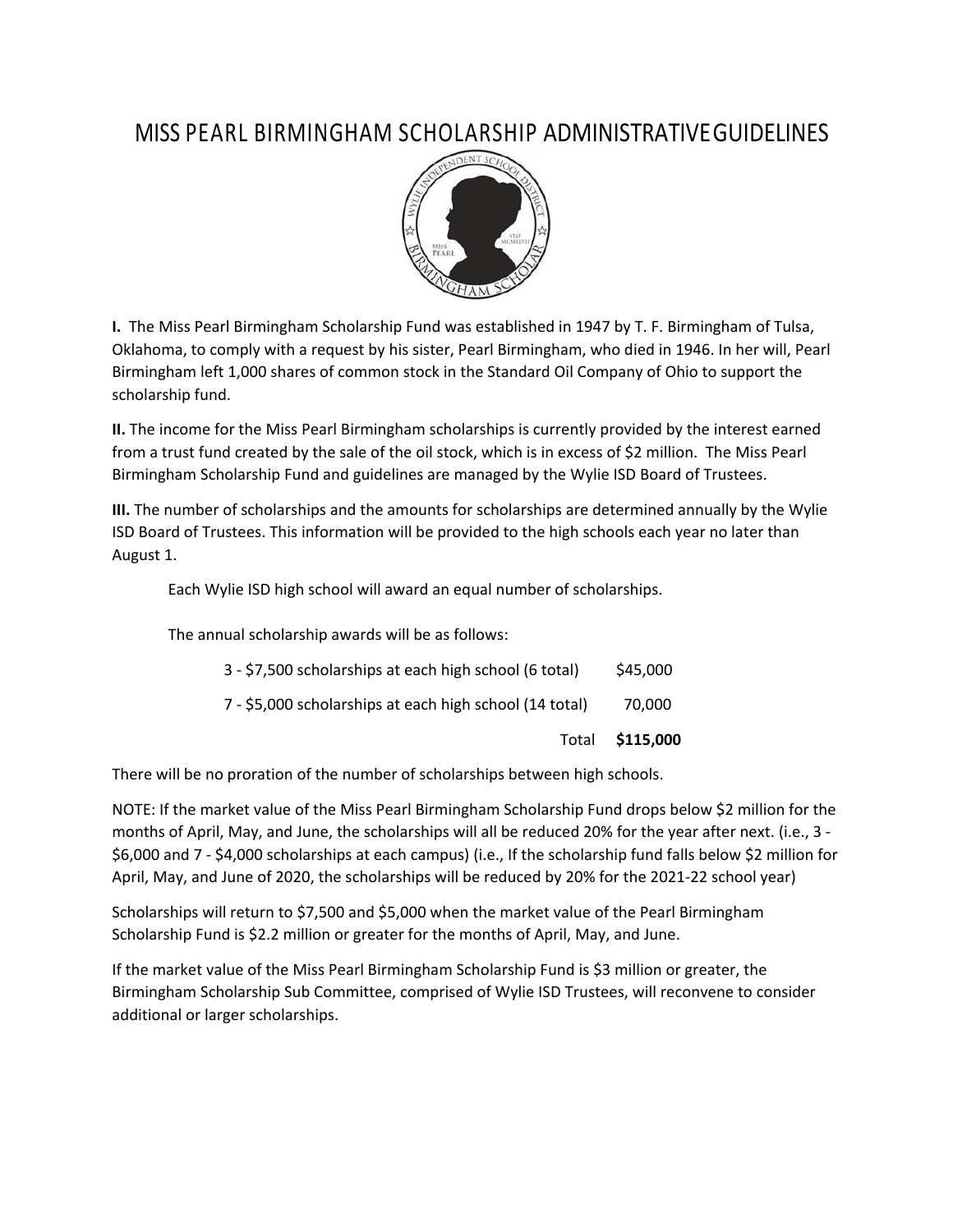# MISS PEARL BIRMINGHAM SCHOLARSHIP ADMINISTRATIVE GUIDELINES

**I.** The Miss Pearl Birmingham Scholarship Fund was established in 1947 by T. F. Birmingham of Tulsa, Oklahoma, to comply with a request by his sister, Pearl Birmingham, who died in 1946. In her will, Pearl Birmingham left 1,000 shares of common stock in the Standard Oil Company of Ohio to support the scholarship fund.

**II.** The income for the Miss Pearl Birmingham scholarships is currently provided by the interest earned from a trust fund created by the sale of the oil stock, which is in excess of $2 million. The Miss Pearl Birmingham Scholarship Fund and guidelines are managed by the Wylie ISD Board of Trustees.

**III.** The number of scholarships and the amounts for scholarships are determined annually by the Wylie ISD Board of Trustees. This information will be provided to the high schools each year no later than August 1.

Each Wylie ISD high school will award an equal number of scholarships.

The annual scholarship awards will be as follows:

| | |
|---|---|
| 3 - $7,500 scholarships at each high school (6 total) | $45,000 |
| 7 - $5,000 scholarships at each high school (14 total) | 70,000 |
| Total | **$115,000** |

There will be no proration of the number of scholarships between high schools.

NOTE: If the market value of the Miss Pearl Birmingham Scholarship Fund drops below $2 million for the months of April, May, and June, the scholarships will all be reduced 20% for the year after next. (i.e., 3 - $6,000 and 7 - $4,000 scholarships at each campus) (i.e., If the scholarship fund falls below $2 million for April, May, and June of 2020, the scholarships will be reduced by 20% for the 2021-22 school year)

Scholarships will return to $7,500 and $5,000 when the market value of the Pearl Birmingham Scholarship Fund is $2.2 million or greater for the months of April, May, and June.

If the market value of the Miss Pearl Birmingham Scholarship Fund is $3 million or greater, the Birmingham Scholarship Sub Committee, comprised of Wylie ISD Trustees, will reconvene to consider additional or larger scholarships.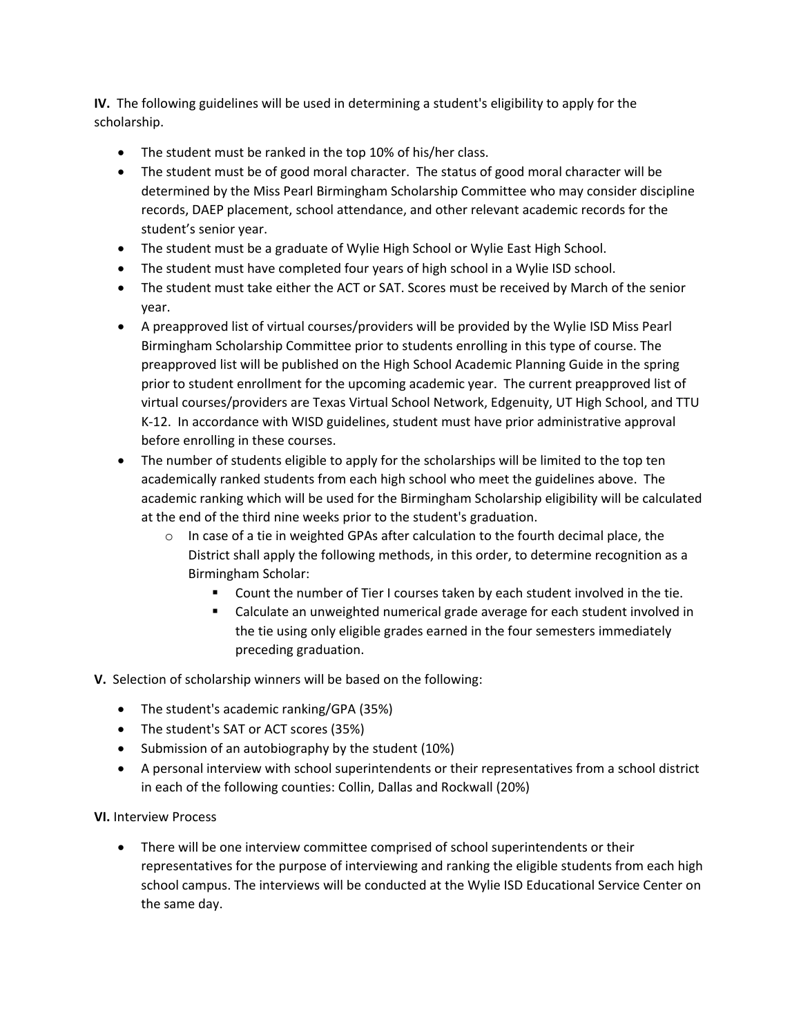**IV.** The following guidelines will be used in determining a student's eligibility to apply for the scholarship.

- The student must be ranked in the top 10% of his/her class.
- The student must be of good moral character. The status of good moral character will be determined by the Miss Pearl Birmingham Scholarship Committee who may consider discipline records, DAEP placement, school attendance, and other relevant academic records for the student's senior year.
- The student must be a graduate of Wylie High School or Wylie East High School.
- The student must have completed four years of high school in a Wylie ISD school.
- The student must take either the ACT or SAT. Scores must be received by March of the senior year.
- A preapproved list of virtual courses/providers will be provided by the Wylie ISD Miss Pearl Birmingham Scholarship Committee prior to students enrolling in this type of course. The preapproved list will be published on the High School Academic Planning Guide in the spring prior to student enrollment for the upcoming academic year. The current preapproved list of virtual courses/providers are Texas Virtual School Network, Edgenuity, UT High School, and TTU K-12. In accordance with WISD guidelines, student must have prior administrative approval before enrolling in these courses.
- The number of students eligible to apply for the scholarships will be limited to the top ten academically ranked students from each high school who meet the guidelines above. The academic ranking which will be used for the Birmingham Scholarship eligibility will be calculated at the end of the third nine weeks prior to the student's graduation.
  - In case of a tie in weighted GPAs after calculation to the fourth decimal place, the District shall apply the following methods, in this order, to determine recognition as a Birmingham Scholar:
    - Count the number of Tier I courses taken by each student involved in the tie.
    - Calculate an unweighted numerical grade average for each student involved in the tie using only eligible grades earned in the four semesters immediately preceding graduation.

**V.** Selection of scholarship winners will be based on the following:

- The student's academic ranking/GPA (35%)
- The student's SAT or ACT scores (35%)
- Submission of an autobiography by the student (10%)
- A personal interview with school superintendents or their representatives from a school district in each of the following counties: Collin, Dallas and Rockwall (20%)

**VI.** Interview Process

- There will be one interview committee comprised of school superintendents or their representatives for the purpose of interviewing and ranking the eligible students from each high school campus. The interviews will be conducted at the Wylie ISD Educational Service Center on the same day.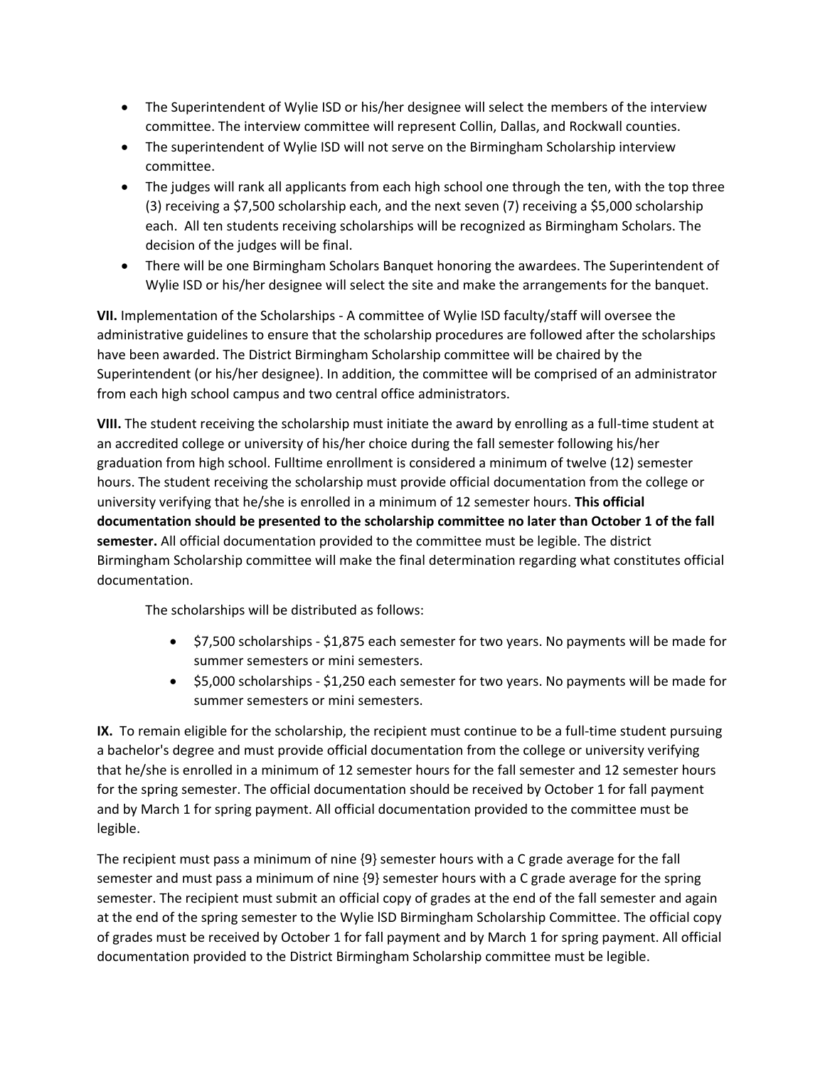- The Superintendent of Wylie ISD or his/her designee will select the members of the interview committee. The interview committee will represent Collin, Dallas, and Rockwall counties.
- The superintendent of Wylie ISD will not serve on the Birmingham Scholarship interview committee.
- The judges will rank all applicants from each high school one through the ten, with the top three (3) receiving a $7,500 scholarship each, and the next seven (7) receiving a $5,000 scholarship each. All ten students receiving scholarships will be recognized as Birmingham Scholars. The decision of the judges will be final.
- There will be one Birmingham Scholars Banquet honoring the awardees. The Superintendent of Wylie ISD or his/her designee will select the site and make the arrangements for the banquet.

**VII.** Implementation of the Scholarships - A committee of Wylie ISD faculty/staff will oversee the administrative guidelines to ensure that the scholarship procedures are followed after the scholarships have been awarded. The District Birmingham Scholarship committee will be chaired by the Superintendent (or his/her designee). In addition, the committee will be comprised of an administrator from each high school campus and two central office administrators.

**VIII.** The student receiving the scholarship must initiate the award by enrolling as a full-time student at an accredited college or university of his/her choice during the fall semester following his/her graduation from high school. Fulltime enrollment is considered a minimum of twelve (12) semester hours. The student receiving the scholarship must provide official documentation from the college or university verifying that he/she is enrolled in a minimum of 12 semester hours. **This official documentation should be presented to the scholarship committee no later than October 1 of the fall semester.** All official documentation provided to the committee must be legible. The district Birmingham Scholarship committee will make the final determination regarding what constitutes official documentation.

The scholarships will be distributed as follows:

- $7,500 scholarships - $1,875 each semester for two years. No payments will be made for summer semesters or mini semesters.
- $5,000 scholarships - $1,250 each semester for two years. No payments will be made for summer semesters or mini semesters.

**IX.** To remain eligible for the scholarship, the recipient must continue to be a full-time student pursuing a bachelor's degree and must provide official documentation from the college or university verifying that he/she is enrolled in a minimum of 12 semester hours for the fall semester and 12 semester hours for the spring semester. The official documentation should be received by October 1 for fall payment and by March 1 for spring payment. All official documentation provided to the committee must be legible.

The recipient must pass a minimum of nine {9} semester hours with a C grade average for the fall semester and must pass a minimum of nine {9} semester hours with a C grade average for the spring semester. The recipient must submit an official copy of grades at the end of the fall semester and again at the end of the spring semester to the Wylie lSD Birmingham Scholarship Committee. The official copy of grades must be received by October 1 for fall payment and by March 1 for spring payment. All official documentation provided to the District Birmingham Scholarship committee must be legible.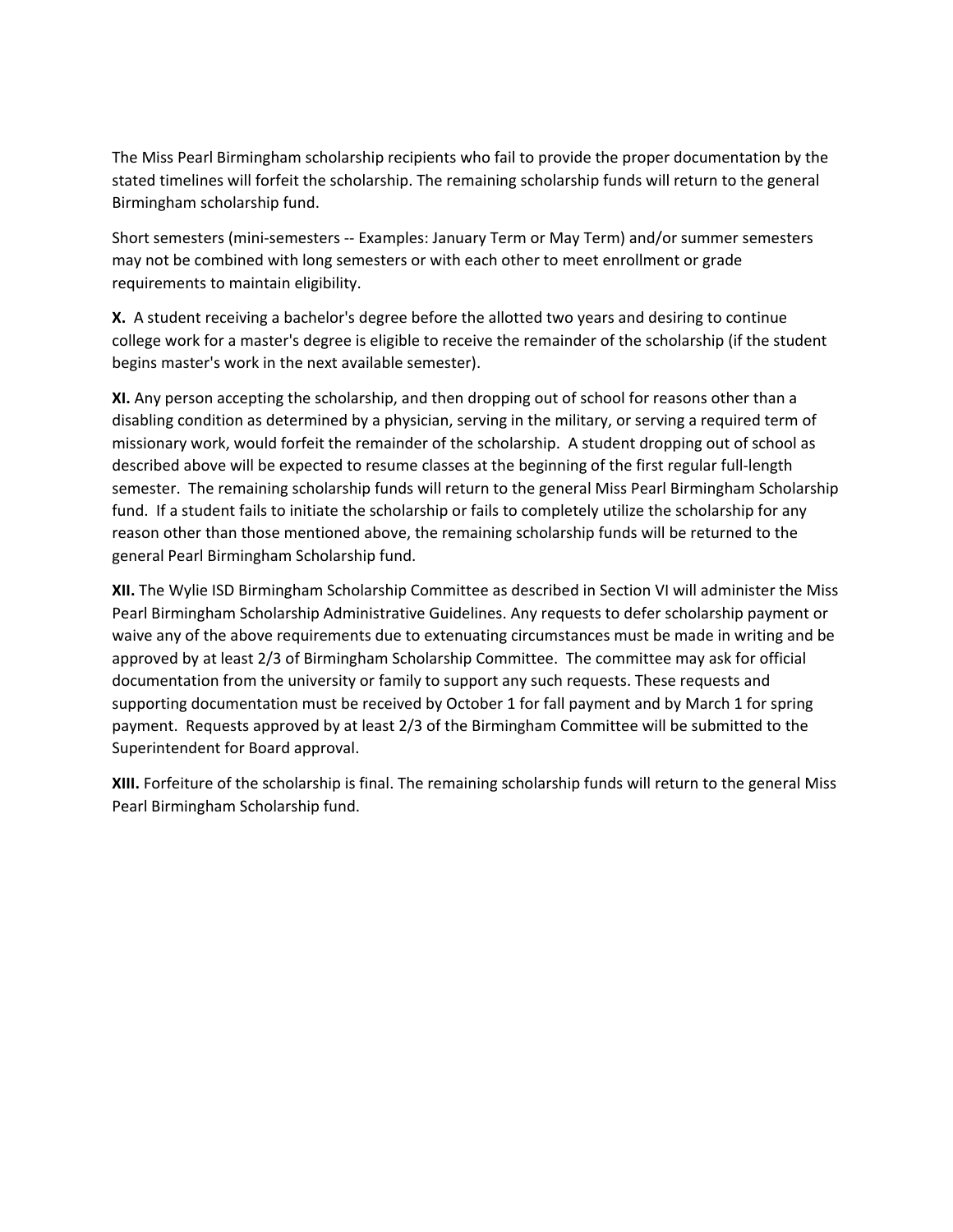The Miss Pearl Birmingham scholarship recipients who fail to provide the proper documentation by the stated timelines will forfeit the scholarship. The remaining scholarship funds will return to the general Birmingham scholarship fund.

Short semesters (mini-semesters -- Examples: January Term or May Term) and/or summer semesters may not be combined with long semesters or with each other to meet enrollment or grade requirements to maintain eligibility.

**X.** A student receiving a bachelor's degree before the allotted two years and desiring to continue college work for a master's degree is eligible to receive the remainder of the scholarship (if the student begins master's work in the next available semester).

**XI.** Any person accepting the scholarship, and then dropping out of school for reasons other than a disabling condition as determined by a physician, serving in the military, or serving a required term of missionary work, would forfeit the remainder of the scholarship. A student dropping out of school as described above will be expected to resume classes at the beginning of the first regular full-length semester. The remaining scholarship funds will return to the general Miss Pearl Birmingham Scholarship fund. If a student fails to initiate the scholarship or fails to completely utilize the scholarship for any reason other than those mentioned above, the remaining scholarship funds will be returned to the general Pearl Birmingham Scholarship fund.

**XII.** The Wylie ISD Birmingham Scholarship Committee as described in Section VI will administer the Miss Pearl Birmingham Scholarship Administrative Guidelines. Any requests to defer scholarship payment or waive any of the above requirements due to extenuating circumstances must be made in writing and be approved by at least 2/3 of Birmingham Scholarship Committee. The committee may ask for official documentation from the university or family to support any such requests. These requests and supporting documentation must be received by October 1 for fall payment and by March 1 for spring payment. Requests approved by at least 2/3 of the Birmingham Committee will be submitted to the Superintendent for Board approval.

**XIII.** Forfeiture of the scholarship is final. The remaining scholarship funds will return to the general Miss Pearl Birmingham Scholarship fund.